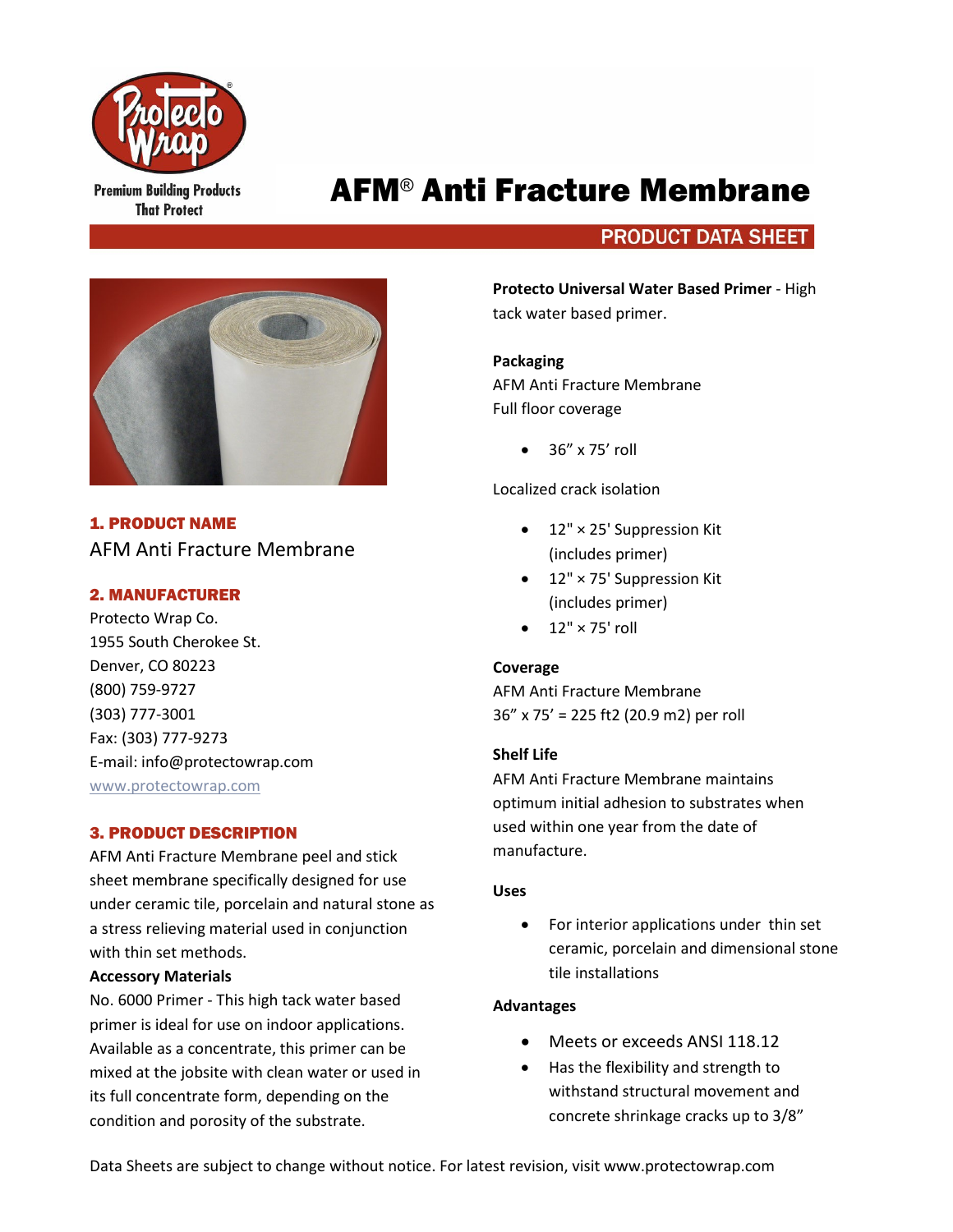Premium Building Products That Protect

# AFM® Anti Fracture Membrane

PRODUCT DATA SHEET

## 1. PRODUCT NAME

AFM Anti Fracture Membrane

## 2. MANUFACTURER

Protecto Wrap Co.
1955 South Cherokee St.
Denver, CO 80223
(800) 759-9727
(303) 777-3001
Fax: (303) 777-9273
E-mail: info@protectowrap.com
www.protectowrap.com

## 3. PRODUCT DESCRIPTION

AFM Anti Fracture Membrane peel and stick sheet membrane specifically designed for use under ceramic tile, porcelain and natural stone as a stress relieving material used in conjunction with thin set methods.

**Accessory Materials**

No. 6000 Primer - This high tack water based primer is ideal for use on indoor applications. Available as a concentrate, this primer can be mixed at the jobsite with clean water or used in its full concentrate form, depending on the condition and porosity of the substrate.

**Protecto Universal Water Based Primer** - High tack water based primer.

**Packaging**

AFM Anti Fracture Membrane
Full floor coverage

- 36" x 75' roll

Localized crack isolation

- 12" × 25' Suppression Kit (includes primer)
- 12" × 75' Suppression Kit (includes primer)
- 12" × 75' roll

**Coverage**

AFM Anti Fracture Membrane
36" x 75' = 225 ft2 (20.9 m2) per roll

**Shelf Life**

AFM Anti Fracture Membrane maintains optimum initial adhesion to substrates when used within one year from the date of manufacture.

**Uses**

- For interior applications under thin set ceramic, porcelain and dimensional stone tile installations

**Advantages**

- Meets or exceeds ANSI 118.12
- Has the flexibility and strength to withstand structural movement and concrete shrinkage cracks up to 3/8"

Data Sheets are subject to change without notice. For latest revision, visit www.protectowrap.com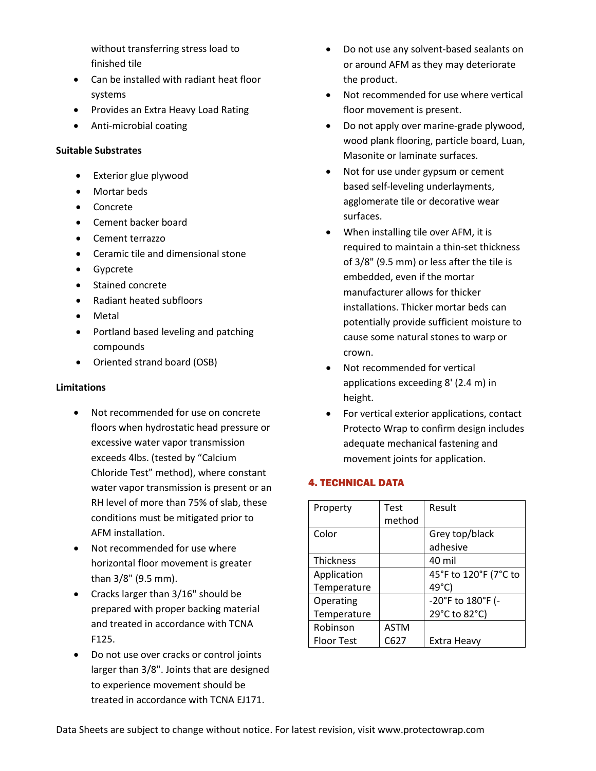without transferring stress load to finished tile

- Can be installed with radiant heat floor systems
- Provides an Extra Heavy Load Rating
- Anti-microbial coating

**Suitable Substrates**

- Exterior glue plywood
- Mortar beds
- Concrete
- Cement backer board
- Cement terrazzo
- Ceramic tile and dimensional stone
- Gypcrete
- Stained concrete
- Radiant heated subfloors
- Metal
- Portland based leveling and patching compounds
- Oriented strand board (OSB)

**Limitations**

- Not recommended for use on concrete floors when hydrostatic head pressure or excessive water vapor transmission exceeds 4lbs. (tested by "Calcium Chloride Test" method), where constant water vapor transmission is present or an RH level of more than 75% of slab, these conditions must be mitigated prior to AFM installation.
- Not recommended for use where horizontal floor movement is greater than 3/8" (9.5 mm).
- Cracks larger than 3/16" should be prepared with proper backing material and treated in accordance with TCNA F125.
- Do not use over cracks or control joints larger than 3/8". Joints that are designed to experience movement should be treated in accordance with TCNA EJ171.
- Do not use any solvent-based sealants on or around AFM as they may deteriorate the product.
- Not recommended for use where vertical floor movement is present.
- Do not apply over marine-grade plywood, wood plank flooring, particle board, Luan, Masonite or laminate surfaces.
- Not for use under gypsum or cement based self-leveling underlayments, agglomerate tile or decorative wear surfaces.
- When installing tile over AFM, it is required to maintain a thin-set thickness of 3/8" (9.5 mm) or less after the tile is embedded, even if the mortar manufacturer allows for thicker installations. Thicker mortar beds can potentially provide sufficient moisture to cause some natural stones to warp or crown.
- Not recommended for vertical applications exceeding 8' (2.4 m) in height.
- For vertical exterior applications, contact Protecto Wrap to confirm design includes adequate mechanical fastening and movement joints for application.

## 4. TECHNICAL DATA

| Property | Test method | Result |
|---|---|---|
| Color | | Grey top/black adhesive |
| Thickness | | 40 mil |
| Application Temperature | | 45°F to 120°F (7°C to 49°C) |
| Operating Temperature | | -20°F to 180°F (-29°C to 82°C) |
| Robinson Floor Test | ASTM C627 | Extra Heavy |

Data Sheets are subject to change without notice. For latest revision, visit www.protectowrap.com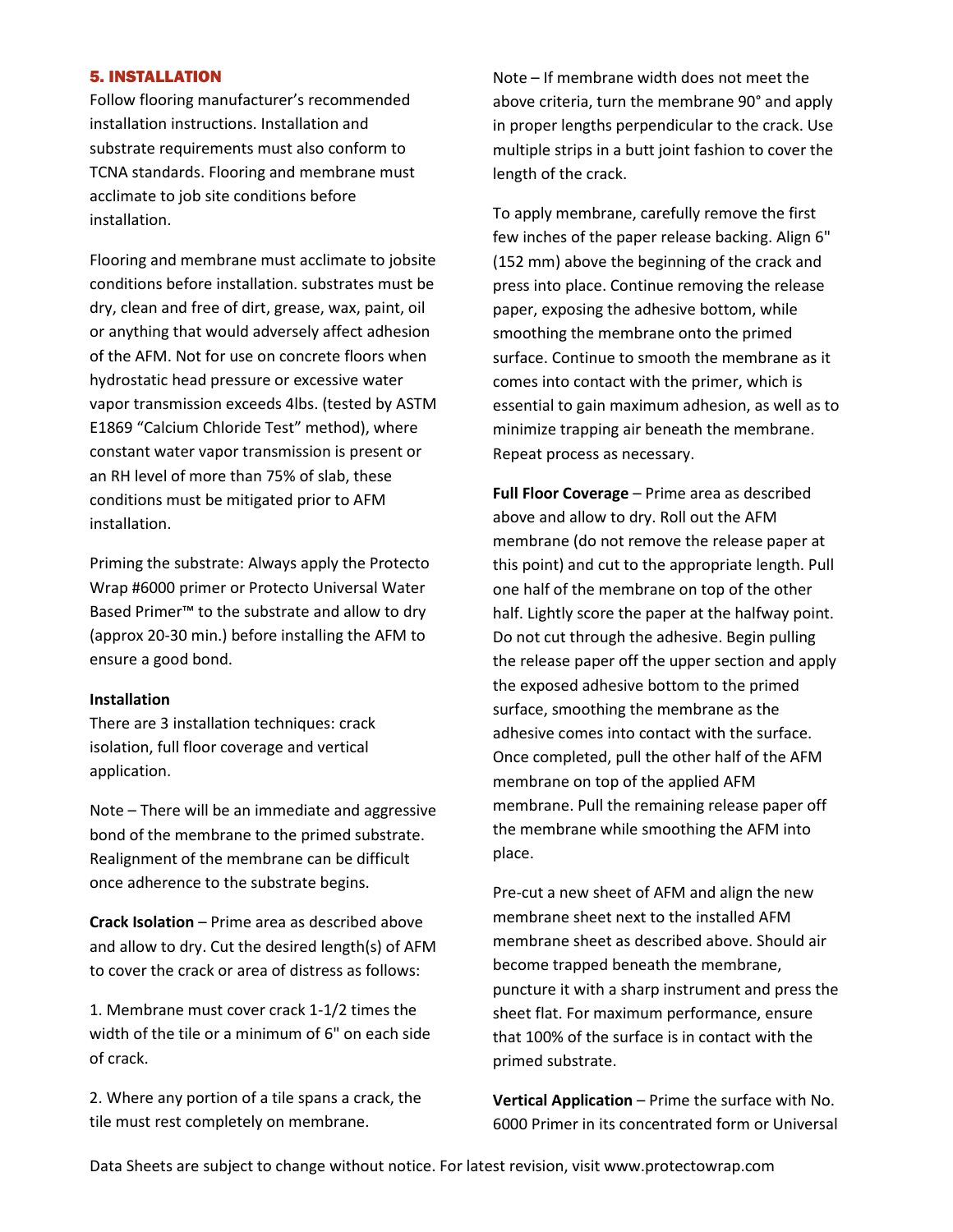## 5. INSTALLATION

Follow flooring manufacturer's recommended installation instructions. Installation and substrate requirements must also conform to TCNA standards. Flooring and membrane must acclimate to job site conditions before installation.

Flooring and membrane must acclimate to jobsite conditions before installation. substrates must be dry, clean and free of dirt, grease, wax, paint, oil or anything that would adversely affect adhesion of the AFM. Not for use on concrete floors when hydrostatic head pressure or excessive water vapor transmission exceeds 4lbs. (tested by ASTM E1869 "Calcium Chloride Test" method), where constant water vapor transmission is present or an RH level of more than 75% of slab, these conditions must be mitigated prior to AFM installation.

Priming the substrate: Always apply the Protecto Wrap #6000 primer or Protecto Universal Water Based Primer™ to the substrate and allow to dry (approx 20-30 min.) before installing the AFM to ensure a good bond.

**Installation**

There are 3 installation techniques: crack isolation, full floor coverage and vertical application.

Note – There will be an immediate and aggressive bond of the membrane to the primed substrate. Realignment of the membrane can be difficult once adherence to the substrate begins.

**Crack Isolation** – Prime area as described above and allow to dry. Cut the desired length(s) of AFM to cover the crack or area of distress as follows:

1. Membrane must cover crack 1-1/2 times the width of the tile or a minimum of 6" on each side of crack.

2. Where any portion of a tile spans a crack, the tile must rest completely on membrane.

Note – If membrane width does not meet the above criteria, turn the membrane 90° and apply in proper lengths perpendicular to the crack. Use multiple strips in a butt joint fashion to cover the length of the crack.

To apply membrane, carefully remove the first few inches of the paper release backing. Align 6" (152 mm) above the beginning of the crack and press into place. Continue removing the release paper, exposing the adhesive bottom, while smoothing the membrane onto the primed surface. Continue to smooth the membrane as it comes into contact with the primer, which is essential to gain maximum adhesion, as well as to minimize trapping air beneath the membrane. Repeat process as necessary.

**Full Floor Coverage** – Prime area as described above and allow to dry. Roll out the AFM membrane (do not remove the release paper at this point) and cut to the appropriate length. Pull one half of the membrane on top of the other half. Lightly score the paper at the halfway point. Do not cut through the adhesive. Begin pulling the release paper off the upper section and apply the exposed adhesive bottom to the primed surface, smoothing the membrane as the adhesive comes into contact with the surface. Once completed, pull the other half of the AFM membrane on top of the applied AFM membrane. Pull the remaining release paper off the membrane while smoothing the AFM into place.

Pre-cut a new sheet of AFM and align the new membrane sheet next to the installed AFM membrane sheet as described above. Should air become trapped beneath the membrane, puncture it with a sharp instrument and press the sheet flat. For maximum performance, ensure that 100% of the surface is in contact with the primed substrate.

**Vertical Application** – Prime the surface with No. 6000 Primer in its concentrated form or Universal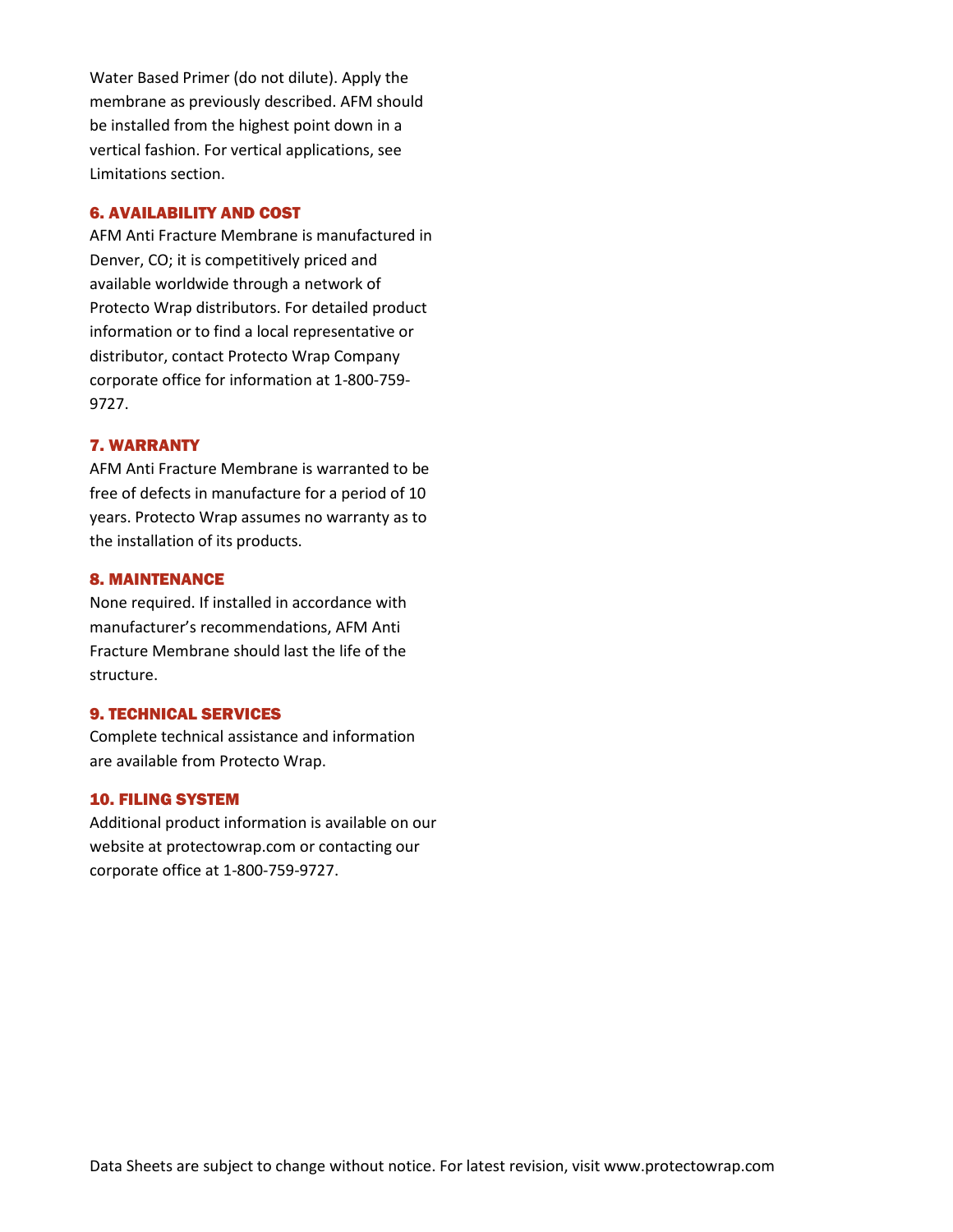Water Based Primer (do not dilute). Apply the membrane as previously described. AFM should be installed from the highest point down in a vertical fashion. For vertical applications, see Limitations section.

## 6. AVAILABILITY AND COST

AFM Anti Fracture Membrane is manufactured in Denver, CO; it is competitively priced and available worldwide through a network of Protecto Wrap distributors. For detailed product information or to find a local representative or distributor, contact Protecto Wrap Company corporate office for information at 1-800-759-9727.

## 7. WARRANTY

AFM Anti Fracture Membrane is warranted to be free of defects in manufacture for a period of 10 years. Protecto Wrap assumes no warranty as to the installation of its products.

## 8. MAINTENANCE

None required. If installed in accordance with manufacturer's recommendations, AFM Anti Fracture Membrane should last the life of the structure.

## 9. TECHNICAL SERVICES

Complete technical assistance and information are available from Protecto Wrap.

## 10. FILING SYSTEM

Additional product information is available on our website at protectowrap.com or contacting our corporate office at 1-800-759-9727.

Data Sheets are subject to change without notice. For latest revision, visit www.protectowrap.com